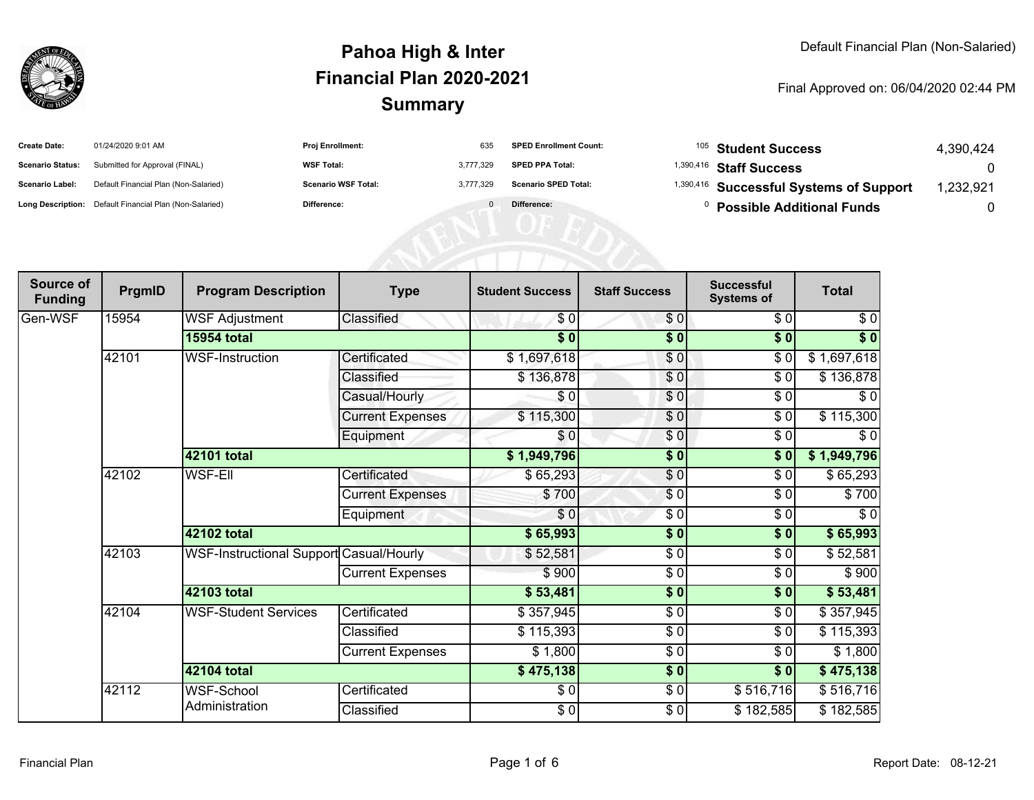Default Financial Plan (Non-Salaried)

# Pahoa High & Inter
## Financial Plan 2020-2021
## Summary

Final Approved on: 06/04/2020 02:44 PM

| | | | | | | | |
|---|---|---|---|---|---|---|---|
| **Create Date:** | 01/24/2020 9:01 AM | **Proj Enrollment:** | 635 | **SPED Enrollment Count:** | 105 | **Student Success** | 4,390,424 |
| **Scenario Status:** | Submitted for Approval (FINAL) | **WSF Total:** | 3,777,329 | **SPED PPA Total:** | 1,390,416 | **Staff Success** | 0 |
| **Scenario Label:** | Default Financial Plan (Non-Salaried) | **Scenario WSF Total:** | 3,777,329 | **Scenario SPED Total:** | 1,390,416 | **Successful Systems of Support** | 1,232,921 |
| **Long Description:** | Default Financial Plan (Non-Salaried) | **Difference:** | 0 | **Difference:** | 0 | **Possible Additional Funds** | 0 |

| Source of Funding | PrgmID | Program Description | Type | Student Success | Staff Success | Successful Systems of | Total |
|---|---|---|---|---|---|---|---|
| Gen-WSF | 15954 | WSF Adjustment | Classified | $ 0 | $ 0 | $ 0 | $ 0 |
| | | **15954 total** | | **$ 0** | **$ 0** | **$ 0** | **$ 0** |
| | 42101 | WSF-Instruction | Certificated | $ 1,697,618 | $ 0 | $ 0 | $ 1,697,618 |
| | | | Classified | $ 136,878 | $ 0 | $ 0 | $ 136,878 |
| | | | Casual/Hourly | $ 0 | $ 0 | $ 0 | $ 0 |
| | | | Current Expenses | $ 115,300 | $ 0 | $ 0 | $ 115,300 |
| | | | Equipment | $ 0 | $ 0 | $ 0 | $ 0 |
| | | **42101 total** | | **$ 1,949,796** | **$ 0** | **$ 0** | **$ 1,949,796** |
| | 42102 | WSF-Ell | Certificated | $ 65,293 | $ 0 | $ 0 | $ 65,293 |
| | | | Current Expenses | $ 700 | $ 0 | $ 0 | $ 700 |
| | | | Equipment | $ 0 | $ 0 | $ 0 | $ 0 |
| | | **42102 total** | | **$ 65,993** | **$ 0** | **$ 0** | **$ 65,993** |
| | 42103 | WSF-Instructional Support | Casual/Hourly | $ 52,581 | $ 0 | $ 0 | $ 52,581 |
| | | | Current Expenses | $ 900 | $ 0 | $ 0 | $ 900 |
| | | **42103 total** | | **$ 53,481** | **$ 0** | **$ 0** | **$ 53,481** |
| | 42104 | WSF-Student Services | Certificated | $ 357,945 | $ 0 | $ 0 | $ 357,945 |
| | | | Classified | $ 115,393 | $ 0 | $ 0 | $ 115,393 |
| | | | Current Expenses | $ 1,800 | $ 0 | $ 0 | $ 1,800 |
| | | **42104 total** | | **$ 475,138** | **$ 0** | **$ 0** | **$ 475,138** |
| | 42112 | WSF-School Administration | Certificated | $ 0 | $ 0 | $ 516,716 | $ 516,716 |
| | | | Classified | $ 0 | $ 0 | $ 182,585 | $ 182,585 |

Financial Plan

Report Date: 08-12-21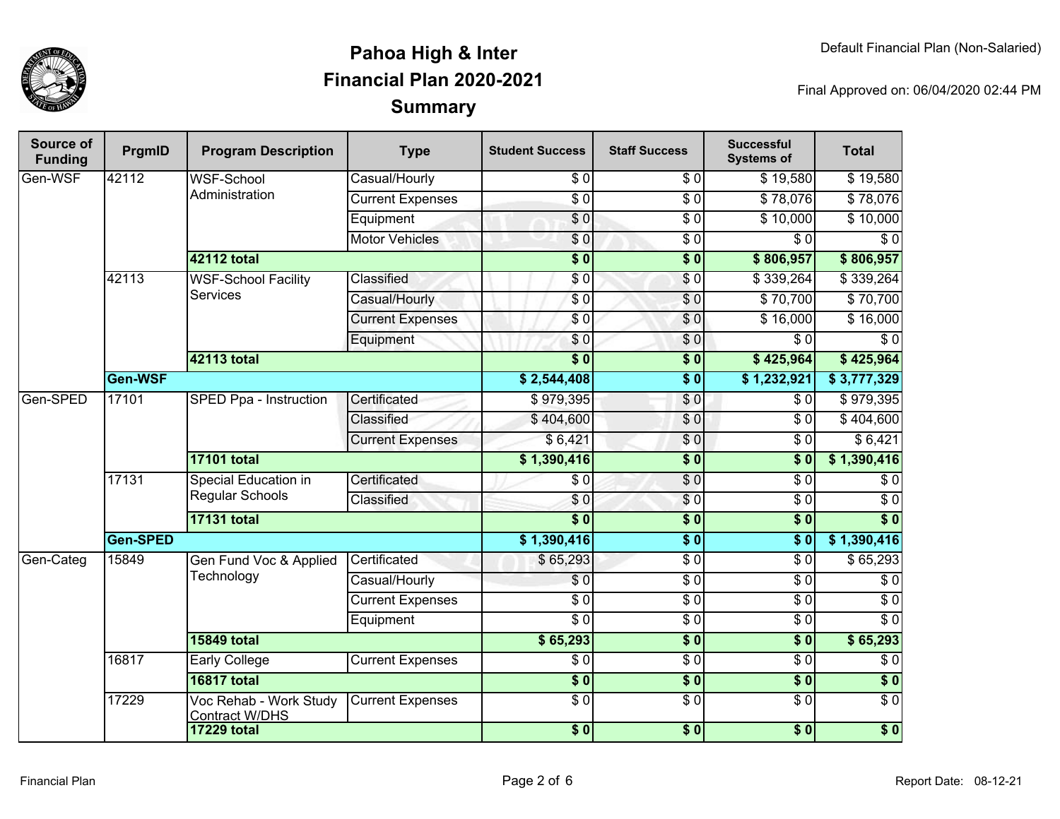# Pahoa High & Inter
# Financial Plan 2020-2021
# Summary

Default Financial Plan (Non-Salaried)

Final Approved on: 06/04/2020 02:44 PM

| Source of Funding | PrgmID | Program Description | Type | Student Success | Staff Success | Successful Systems of | Total |
|---|---|---|---|---|---|---|---|
| Gen-WSF | 42112 | WSF-School Administration | Casual/Hourly | $ 0 | $ 0 | $ 19,580 | $ 19,580 |
| | | | Current Expenses | $ 0 | $ 0 | $ 78,076 | $ 78,076 |
| | | | Equipment | $ 0 | $ 0 | $ 10,000 | $ 10,000 |
| | | | Motor Vehicles | $ 0 | $ 0 | $ 0 | $ 0 |
| | | **42112 total** | | **$ 0** | **$ 0** | **$ 806,957** | **$ 806,957** |
| | 42113 | WSF-School Facility Services | Classified | $ 0 | $ 0 | $ 339,264 | $ 339,264 |
| | | | Casual/Hourly | $ 0 | $ 0 | $ 70,700 | $ 70,700 |
| | | | Current Expenses | $ 0 | $ 0 | $ 16,000 | $ 16,000 |
| | | | Equipment | $ 0 | $ 0 | $ 0 | $ 0 |
| | | **42113 total** | | **$ 0** | **$ 0** | **$ 425,964** | **$ 425,964** |
| | **Gen-WSF** | | | **$ 2,544,408** | **$ 0** | **$ 1,232,921** | **$ 3,777,329** |
| Gen-SPED | 17101 | SPED Ppa - Instruction | Certificated | $ 979,395 | $ 0 | $ 0 | $ 979,395 |
| | | | Classified | $ 404,600 | $ 0 | $ 0 | $ 404,600 |
| | | | Current Expenses | $ 6,421 | $ 0 | $ 0 | $ 6,421 |
| | | **17101 total** | | **$ 1,390,416** | **$ 0** | **$ 0** | **$ 1,390,416** |
| | 17131 | Special Education in Regular Schools | Certificated | $ 0 | $ 0 | $ 0 | $ 0 |
| | | | Classified | $ 0 | $ 0 | $ 0 | $ 0 |
| | | **17131 total** | | **$ 0** | **$ 0** | **$ 0** | **$ 0** |
| | **Gen-SPED** | | | **$ 1,390,416** | **$ 0** | **$ 0** | **$ 1,390,416** |
| Gen-Categ | 15849 | Gen Fund Voc & Applied Technology | Certificated | $ 65,293 | $ 0 | $ 0 | $ 65,293 |
| | | | Casual/Hourly | $ 0 | $ 0 | $ 0 | $ 0 |
| | | | Current Expenses | $ 0 | $ 0 | $ 0 | $ 0 |
| | | | Equipment | $ 0 | $ 0 | $ 0 | $ 0 |
| | | **15849 total** | | **$ 65,293** | **$ 0** | **$ 0** | **$ 65,293** |
| | 16817 | Early College | Current Expenses | $ 0 | $ 0 | $ 0 | $ 0 |
| | | **16817 total** | | **$ 0** | **$ 0** | **$ 0** | **$ 0** |
| | 17229 | Voc Rehab - Work Study Contract W/DHS | Current Expenses | $ 0 | $ 0 | $ 0 | $ 0 |
| | | **17229 total** | | **$ 0** | **$ 0** | **$ 0** | **$ 0** |

Financial Plan

Report Date: 08-12-21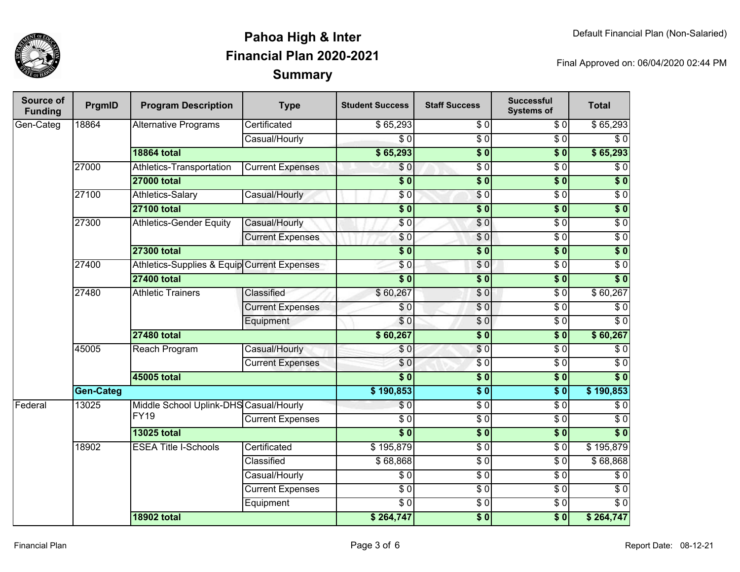# Pahoa High & Inter
## Financial Plan 2020-2021
## Summary

Default Financial Plan (Non-Salaried)

Final Approved on: 06/04/2020 02:44 PM

| Source of Funding | PrgmID | Program Description | Type | Student Success | Staff Success | Successful Systems of | Total |
|---|---|---|---|---|---|---|---|
| Gen-Categ | 18864 | Alternative Programs | Certificated | $ 65,293 | $ 0 | $ 0 | $ 65,293 |
| | | | Casual/Hourly | $ 0 | $ 0 | $ 0 | $ 0 |
| | | **18864 total** | | **$ 65,293** | **$ 0** | **$ 0** | **$ 65,293** |
| | 27000 | Athletics-Transportation | Current Expenses | $ 0 | $ 0 | $ 0 | $ 0 |
| | | **27000 total** | | **$ 0** | **$ 0** | **$ 0** | **$ 0** |
| | 27100 | Athletics-Salary | Casual/Hourly | $ 0 | $ 0 | $ 0 | $ 0 |
| | | **27100 total** | | **$ 0** | **$ 0** | **$ 0** | **$ 0** |
| | 27300 | Athletics-Gender Equity | Casual/Hourly | $ 0 | $ 0 | $ 0 | $ 0 |
| | | | Current Expenses | $ 0 | $ 0 | $ 0 | $ 0 |
| | | **27300 total** | | **$ 0** | **$ 0** | **$ 0** | **$ 0** |
| | 27400 | Athletics-Supplies & Equip | Current Expenses | $ 0 | $ 0 | $ 0 | $ 0 |
| | | **27400 total** | | **$ 0** | **$ 0** | **$ 0** | **$ 0** |
| | 27480 | Athletic Trainers | Classified | $ 60,267 | $ 0 | $ 0 | $ 60,267 |
| | | | Current Expenses | $ 0 | $ 0 | $ 0 | $ 0 |
| | | | Equipment | $ 0 | $ 0 | $ 0 | $ 0 |
| | | **27480 total** | | **$ 60,267** | **$ 0** | **$ 0** | **$ 60,267** |
| | 45005 | Reach Program | Casual/Hourly | $ 0 | $ 0 | $ 0 | $ 0 |
| | | | Current Expenses | $ 0 | $ 0 | $ 0 | $ 0 |
| | | **45005 total** | | **$ 0** | **$ 0** | **$ 0** | **$ 0** |
| | **Gen-Categ** | | | **$ 190,853** | **$ 0** | **$ 0** | **$ 190,853** |
| Federal | 13025 | Middle School Uplink-DHS FY19 | Casual/Hourly | $ 0 | $ 0 | $ 0 | $ 0 |
| | | | Current Expenses | $ 0 | $ 0 | $ 0 | $ 0 |
| | | **13025 total** | | **$ 0** | **$ 0** | **$ 0** | **$ 0** |
| | 18902 | ESEA Title I-Schools | Certificated | $ 195,879 | $ 0 | $ 0 | $ 195,879 |
| | | | Classified | $ 68,868 | $ 0 | $ 0 | $ 68,868 |
| | | | Casual/Hourly | $ 0 | $ 0 | $ 0 | $ 0 |
| | | | Current Expenses | $ 0 | $ 0 | $ 0 | $ 0 |
| | | | Equipment | $ 0 | $ 0 | $ 0 | $ 0 |
| | | **18902 total** | | **$ 264,747** | **$ 0** | **$ 0** | **$ 264,747** |

Report Date: 08-12-21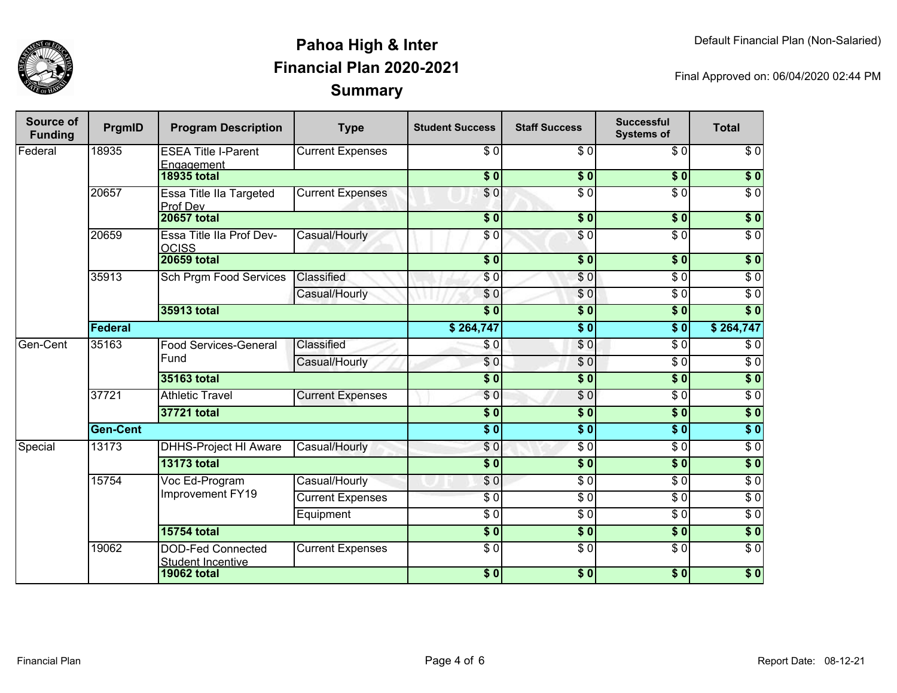# Pahoa High & Inter
## Financial Plan 2020-2021
## Summary

Default Financial Plan (Non-Salaried)

Final Approved on: 06/04/2020 02:44 PM

| Source of Funding | PrgmID | Program Description | Type | Student Success | Staff Success | Successful Systems of | Total |
|---|---|---|---|---|---|---|---|
| Federal | 18935 | ESEA Title I-Parent Engagement | Current Expenses | $ 0 | $ 0 | $ 0 | $ 0 |
| | | **18935 total** | | **$ 0** | **$ 0** | **$ 0** | **$ 0** |
| | 20657 | Essa Title IIa Targeted Prof Dev | Current Expenses | $ 0 | $ 0 | $ 0 | $ 0 |
| | | **20657 total** | | **$ 0** | **$ 0** | **$ 0** | **$ 0** |
| | 20659 | Essa Title IIa Prof Dev-OCISS | Casual/Hourly | $ 0 | $ 0 | $ 0 | $ 0 |
| | | **20659 total** | | **$ 0** | **$ 0** | **$ 0** | **$ 0** |
| | 35913 | Sch Prgm Food Services | Classified | $ 0 | $ 0 | $ 0 | $ 0 |
| | | | Casual/Hourly | $ 0 | $ 0 | $ 0 | $ 0 |
| | | **35913 total** | | **$ 0** | **$ 0** | **$ 0** | **$ 0** |
| | **Federal** | | | **$ 264,747** | **$ 0** | **$ 0** | **$ 264,747** |
| Gen-Cent | 35163 | Food Services-General Fund | Classified | $ 0 | $ 0 | $ 0 | $ 0 |
| | | | Casual/Hourly | $ 0 | $ 0 | $ 0 | $ 0 |
| | | **35163 total** | | **$ 0** | **$ 0** | **$ 0** | **$ 0** |
| | 37721 | Athletic Travel | Current Expenses | $ 0 | $ 0 | $ 0 | $ 0 |
| | | **37721 total** | | **$ 0** | **$ 0** | **$ 0** | **$ 0** |
| | **Gen-Cent** | | | **$ 0** | **$ 0** | **$ 0** | **$ 0** |
| Special | 13173 | DHHS-Project HI Aware | Casual/Hourly | $ 0 | $ 0 | $ 0 | $ 0 |
| | | **13173 total** | | **$ 0** | **$ 0** | **$ 0** | **$ 0** |
| | 15754 | Voc Ed-Program Improvement FY19 | Casual/Hourly | $ 0 | $ 0 | $ 0 | $ 0 |
| | | | Current Expenses | $ 0 | $ 0 | $ 0 | $ 0 |
| | | | Equipment | $ 0 | $ 0 | $ 0 | $ 0 |
| | | **15754 total** | | **$ 0** | **$ 0** | **$ 0** | **$ 0** |
| | 19062 | DOD-Fed Connected Student Incentive | Current Expenses | $ 0 | $ 0 | $ 0 | $ 0 |
| | | **19062 total** | | **$ 0** | **$ 0** | **$ 0** | **$ 0** |

Financial Plan

Report Date: 08-12-21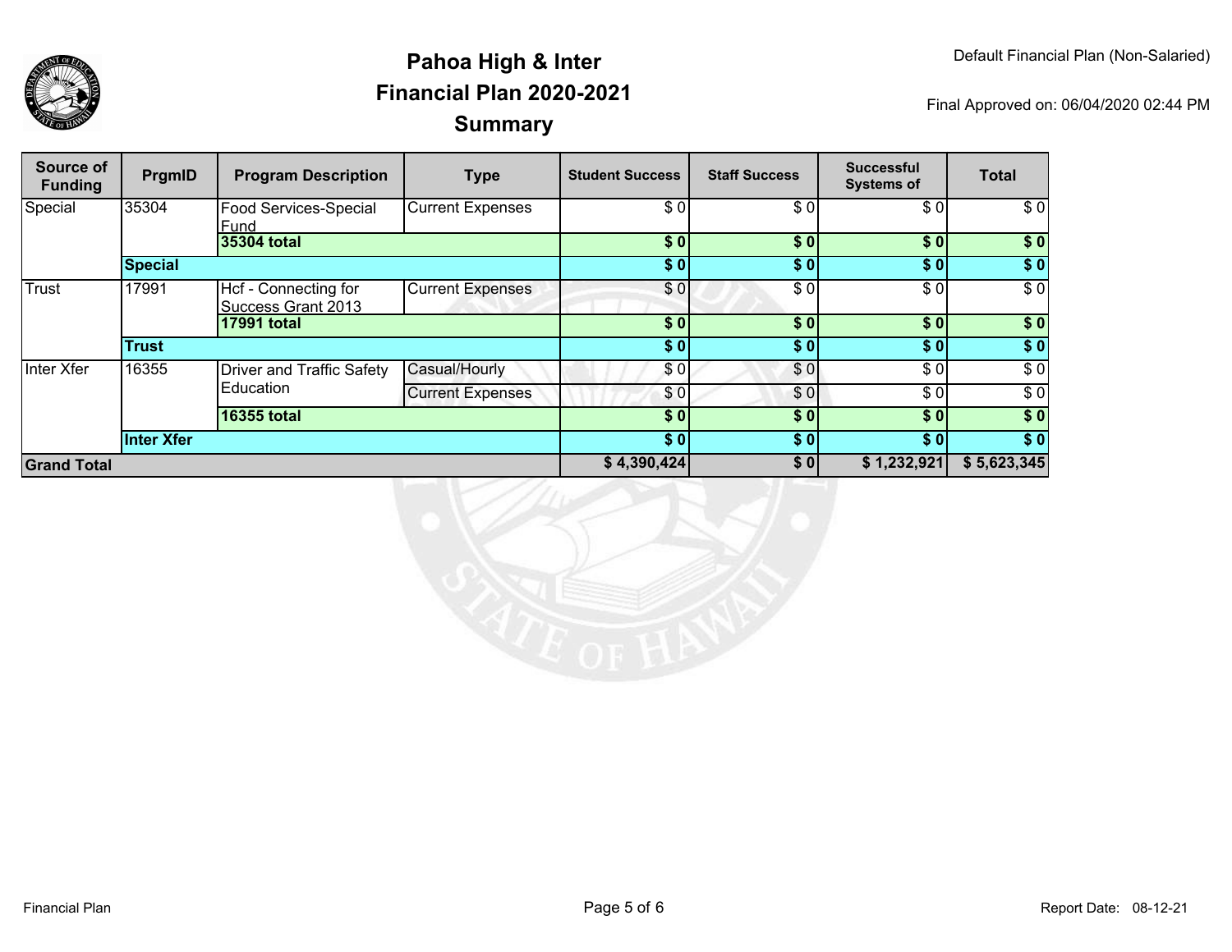# Pahoa High & Inter
## Financial Plan 2020-2021
## Summary

Default Financial Plan (Non-Salaried)

Final Approved on: 06/04/2020 02:44 PM

| Source of Funding | PrgmID | Program Description | Type | Student Success | Staff Success | Successful Systems of | Total |
|---|---|---|---|---|---|---|---|
| Special | 35304 | Food Services-Special Fund | Current Expenses | $ 0 | $ 0 | $ 0 | $ 0 |
| | | **35304 total** | | **$ 0** | **$ 0** | **$ 0** | **$ 0** |
| | **Special** | | | **$ 0** | **$ 0** | **$ 0** | **$ 0** |
| Trust | 17991 | Hcf - Connecting for Success Grant 2013 | Current Expenses | $ 0 | $ 0 | $ 0 | $ 0 |
| | | **17991 total** | | **$ 0** | **$ 0** | **$ 0** | **$ 0** |
| | **Trust** | | | **$ 0** | **$ 0** | **$ 0** | **$ 0** |
| Inter Xfer | 16355 | Driver and Traffic Safety Education | Casual/Hourly | $ 0 | $ 0 | $ 0 | $ 0 |
| | | | Current Expenses | $ 0 | $ 0 | $ 0 | $ 0 |
| | | **16355 total** | | **$ 0** | **$ 0** | **$ 0** | **$ 0** |
| | **Inter Xfer** | | | **$ 0** | **$ 0** | **$ 0** | **$ 0** |
| **Grand Total** | | | | **$ 4,390,424** | **$ 0** | **$ 1,232,921** | **$ 5,623,345** |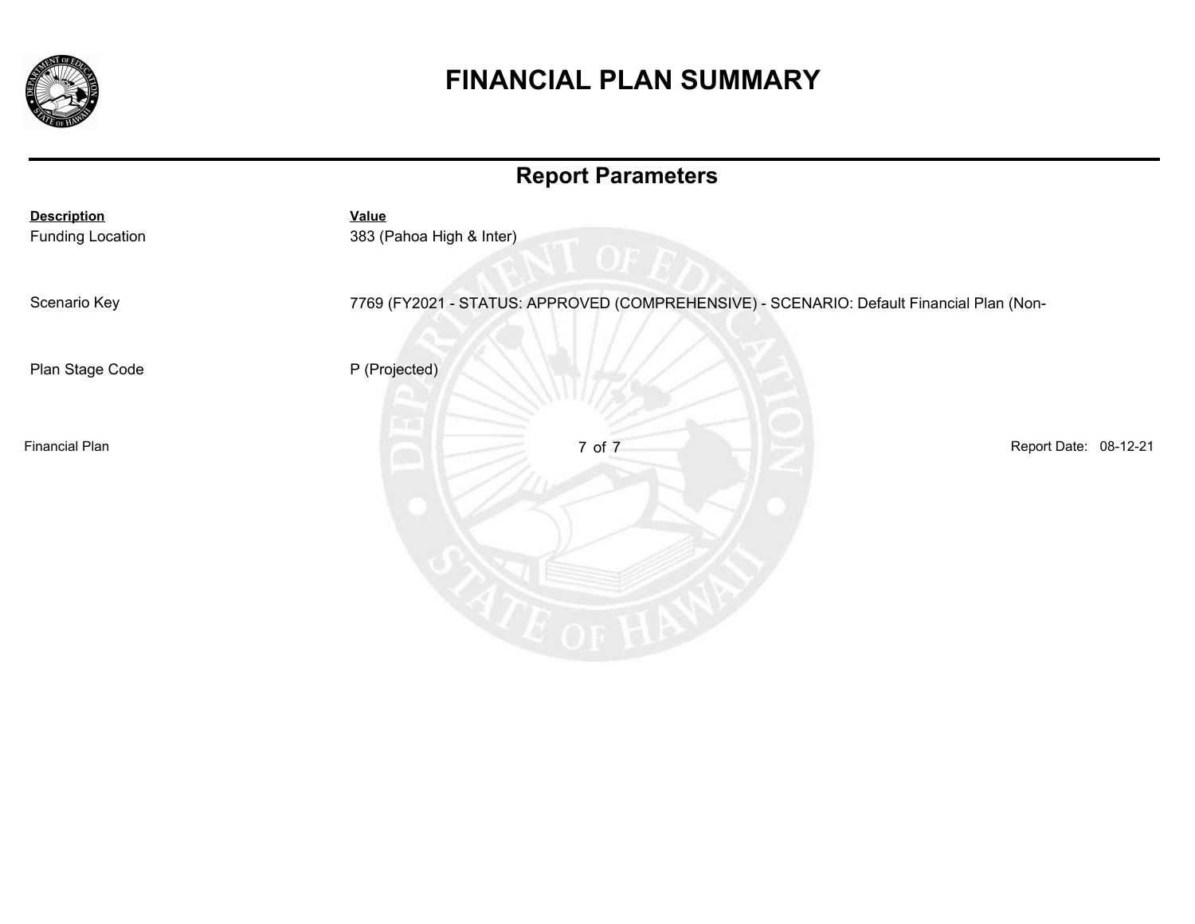# FINANCIAL PLAN SUMMARY

## Report Parameters

| Description | Value |
|---|---|
| Funding Location | 383 (Pahoa High & Inter) |
| Scenario Key | 7769 (FY2021 - STATUS: APPROVED (COMPREHENSIVE) - SCENARIO: Default Financial Plan (Non- |
| Plan Stage Code | P (Projected) |